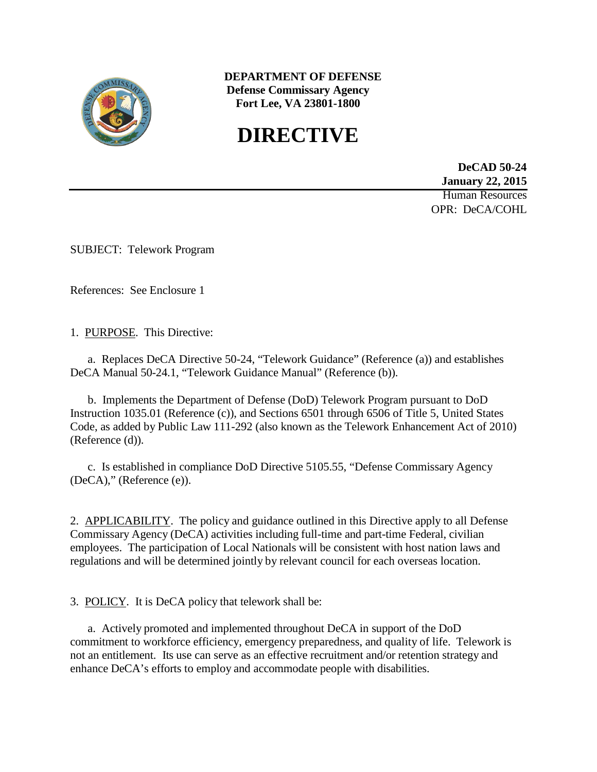**DEPARTMENT OF DEFENSE**
**Defense Commissary Agency**
**Fort Lee, VA 23801-1800**

# DIRECTIVE

**DeCAD 50-24**
**January 22, 2015**
Human Resources
OPR: DeCA/COHL

---

SUBJECT: Telework Program

References: See Enclosure 1

1. PURPOSE. This Directive:

   a. Replaces DeCA Directive 50-24, "Telework Guidance" (Reference (a)) and establishes DeCA Manual 50-24.1, "Telework Guidance Manual" (Reference (b)).

   b. Implements the Department of Defense (DoD) Telework Program pursuant to DoD Instruction 1035.01 (Reference (c)), and Sections 6501 through 6506 of Title 5, United States Code, as added by Public Law 111-292 (also known as the Telework Enhancement Act of 2010) (Reference (d)).

   c. Is established in compliance DoD Directive 5105.55, "Defense Commissary Agency (DeCA)," (Reference (e)).

2. APPLICABILITY. The policy and guidance outlined in this Directive apply to all Defense Commissary Agency (DeCA) activities including full-time and part-time Federal, civilian employees. The participation of Local Nationals will be consistent with host nation laws and regulations and will be determined jointly by relevant council for each overseas location.

3. POLICY. It is DeCA policy that telework shall be:

   a. Actively promoted and implemented throughout DeCA in support of the DoD commitment to workforce efficiency, emergency preparedness, and quality of life. Telework is not an entitlement. Its use can serve as an effective recruitment and/or retention strategy and enhance DeCA's efforts to employ and accommodate people with disabilities.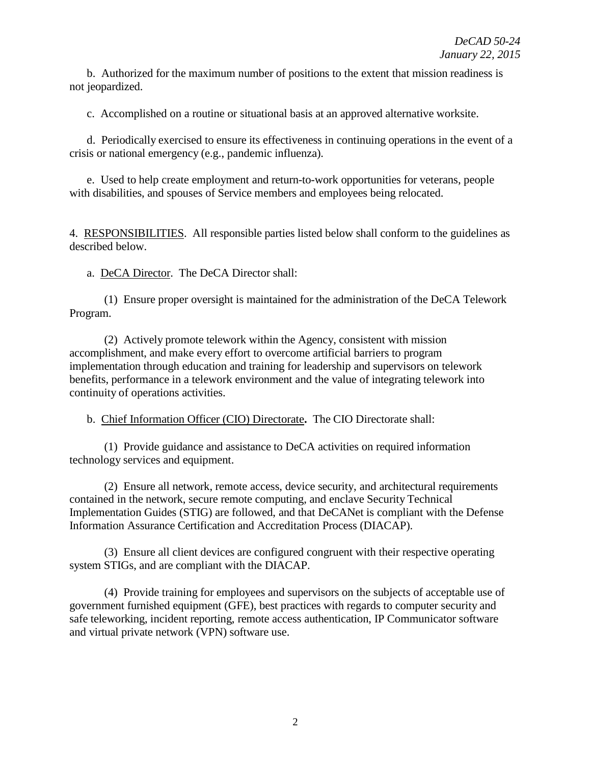b. Authorized for the maximum number of positions to the extent that mission readiness is not jeopardized.

c. Accomplished on a routine or situational basis at an approved alternative worksite.

d. Periodically exercised to ensure its effectiveness in continuing operations in the event of a crisis or national emergency (e.g., pandemic influenza).

e. Used to help create employment and return-to-work opportunities for veterans, people with disabilities, and spouses of Service members and employees being relocated.

4. RESPONSIBILITIES. All responsible parties listed below shall conform to the guidelines as described below.

a. DeCA Director. The DeCA Director shall:

(1) Ensure proper oversight is maintained for the administration of the DeCA Telework Program.

(2) Actively promote telework within the Agency, consistent with mission accomplishment, and make every effort to overcome artificial barriers to program implementation through education and training for leadership and supervisors on telework benefits, performance in a telework environment and the value of integrating telework into continuity of operations activities.

b. Chief Information Officer (CIO) Directorate**.** The CIO Directorate shall:

(1) Provide guidance and assistance to DeCA activities on required information technology services and equipment.

(2) Ensure all network, remote access, device security, and architectural requirements contained in the network, secure remote computing, and enclave Security Technical Implementation Guides (STIG) are followed, and that DeCANet is compliant with the Defense Information Assurance Certification and Accreditation Process (DIACAP).

(3) Ensure all client devices are configured congruent with their respective operating system STIGs, and are compliant with the DIACAP.

(4) Provide training for employees and supervisors on the subjects of acceptable use of government furnished equipment (GFE), best practices with regards to computer security and safe teleworking, incident reporting, remote access authentication, IP Communicator software and virtual private network (VPN) software use.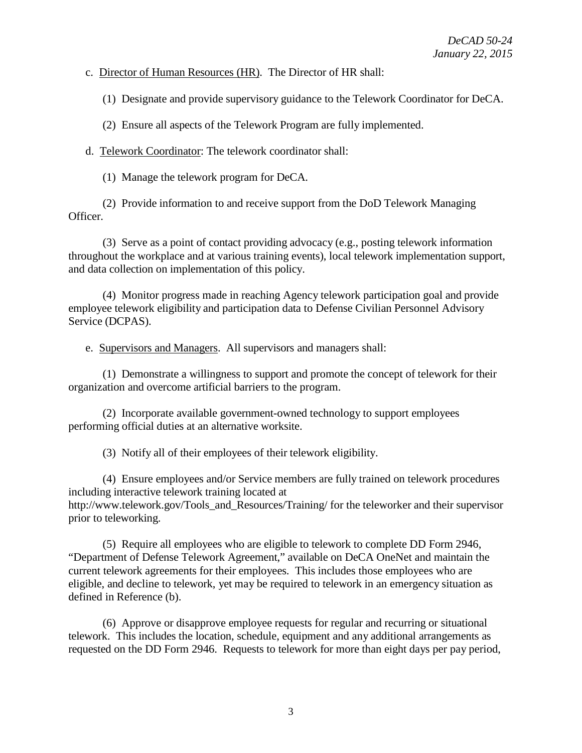c. Director of Human Resources (HR). The Director of HR shall:

(1) Designate and provide supervisory guidance to the Telework Coordinator for DeCA.

(2) Ensure all aspects of the Telework Program are fully implemented.

d. Telework Coordinator: The telework coordinator shall:

(1) Manage the telework program for DeCA.

(2) Provide information to and receive support from the DoD Telework Managing Officer.

(3) Serve as a point of contact providing advocacy (e.g., posting telework information throughout the workplace and at various training events), local telework implementation support, and data collection on implementation of this policy.

(4) Monitor progress made in reaching Agency telework participation goal and provide employee telework eligibility and participation data to Defense Civilian Personnel Advisory Service (DCPAS).

e. Supervisors and Managers. All supervisors and managers shall:

(1) Demonstrate a willingness to support and promote the concept of telework for their organization and overcome artificial barriers to the program.

(2) Incorporate available government-owned technology to support employees performing official duties at an alternative worksite.

(3) Notify all of their employees of their telework eligibility.

(4) Ensure employees and/or Service members are fully trained on telework procedures including interactive telework training located at http://www.telework.gov/Tools_and_Resources/Training/ for the teleworker and their supervisor prior to teleworking.

(5) Require all employees who are eligible to telework to complete DD Form 2946, "Department of Defense Telework Agreement," available on DeCA OneNet and maintain the current telework agreements for their employees. This includes those employees who are eligible, and decline to telework, yet may be required to telework in an emergency situation as defined in Reference (b).

(6) Approve or disapprove employee requests for regular and recurring or situational telework. This includes the location, schedule, equipment and any additional arrangements as requested on the DD Form 2946. Requests to telework for more than eight days per pay period,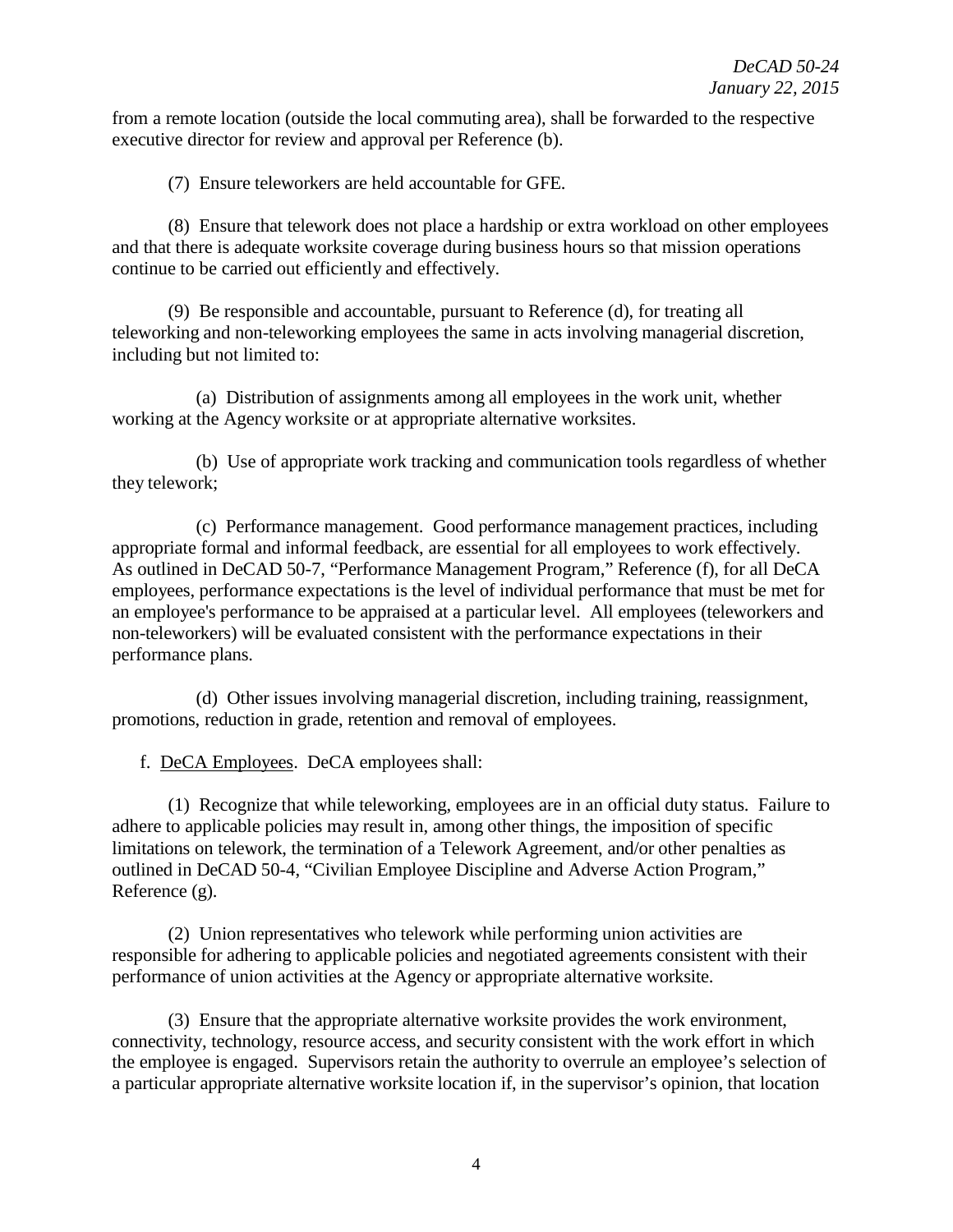from a remote location (outside the local commuting area), shall be forwarded to the respective executive director for review and approval per Reference (b).

(7) Ensure teleworkers are held accountable for GFE.

(8) Ensure that telework does not place a hardship or extra workload on other employees and that there is adequate worksite coverage during business hours so that mission operations continue to be carried out efficiently and effectively.

(9) Be responsible and accountable, pursuant to Reference (d), for treating all teleworking and non-teleworking employees the same in acts involving managerial discretion, including but not limited to:

(a) Distribution of assignments among all employees in the work unit, whether working at the Agency worksite or at appropriate alternative worksites.

(b) Use of appropriate work tracking and communication tools regardless of whether they telework;

(c) Performance management. Good performance management practices, including appropriate formal and informal feedback, are essential for all employees to work effectively. As outlined in DeCAD 50-7, "Performance Management Program," Reference (f), for all DeCA employees, performance expectations is the level of individual performance that must be met for an employee's performance to be appraised at a particular level. All employees (teleworkers and non-teleworkers) will be evaluated consistent with the performance expectations in their performance plans.

(d) Other issues involving managerial discretion, including training, reassignment, promotions, reduction in grade, retention and removal of employees.

f. <u>DeCA Employees</u>. DeCA employees shall:

(1) Recognize that while teleworking, employees are in an official duty status. Failure to adhere to applicable policies may result in, among other things, the imposition of specific limitations on telework, the termination of a Telework Agreement, and/or other penalties as outlined in DeCAD 50-4, "Civilian Employee Discipline and Adverse Action Program," Reference (g).

(2) Union representatives who telework while performing union activities are responsible for adhering to applicable policies and negotiated agreements consistent with their performance of union activities at the Agency or appropriate alternative worksite.

(3) Ensure that the appropriate alternative worksite provides the work environment, connectivity, technology, resource access, and security consistent with the work effort in which the employee is engaged. Supervisors retain the authority to overrule an employee's selection of a particular appropriate alternative worksite location if, in the supervisor's opinion, that location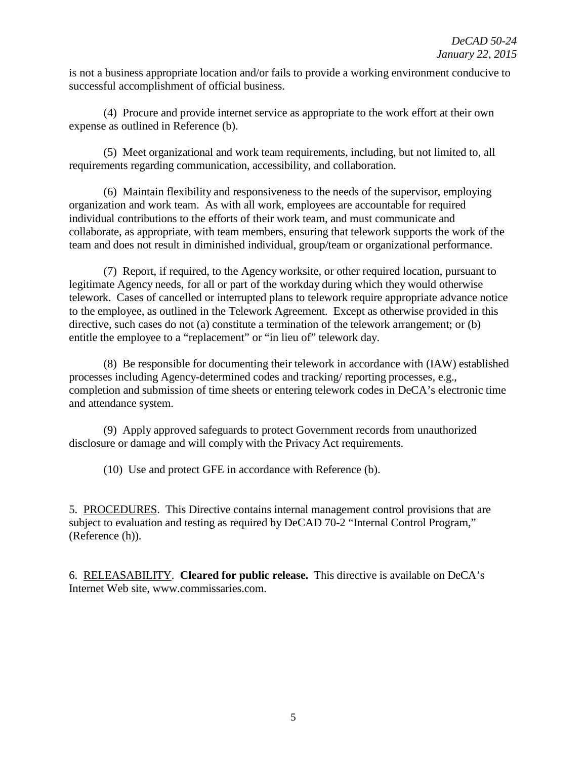is not a business appropriate location and/or fails to provide a working environment conducive to successful accomplishment of official business.

(4) Procure and provide internet service as appropriate to the work effort at their own expense as outlined in Reference (b).

(5) Meet organizational and work team requirements, including, but not limited to, all requirements regarding communication, accessibility, and collaboration.

(6) Maintain flexibility and responsiveness to the needs of the supervisor, employing organization and work team. As with all work, employees are accountable for required individual contributions to the efforts of their work team, and must communicate and collaborate, as appropriate, with team members, ensuring that telework supports the work of the team and does not result in diminished individual, group/team or organizational performance.

(7) Report, if required, to the Agency worksite, or other required location, pursuant to legitimate Agency needs, for all or part of the workday during which they would otherwise telework. Cases of cancelled or interrupted plans to telework require appropriate advance notice to the employee, as outlined in the Telework Agreement. Except as otherwise provided in this directive, such cases do not (a) constitute a termination of the telework arrangement; or (b) entitle the employee to a "replacement" or "in lieu of" telework day.

(8) Be responsible for documenting their telework in accordance with (IAW) established processes including Agency-determined codes and tracking/ reporting processes, e.g., completion and submission of time sheets or entering telework codes in DeCA's electronic time and attendance system.

(9) Apply approved safeguards to protect Government records from unauthorized disclosure or damage and will comply with the Privacy Act requirements.

(10) Use and protect GFE in accordance with Reference (b).

5. PROCEDURES. This Directive contains internal management control provisions that are subject to evaluation and testing as required by DeCAD 70-2 "Internal Control Program," (Reference (h)).

6. RELEASABILITY. **Cleared for public release.** This directive is available on DeCA's Internet Web site, www.commissaries.com.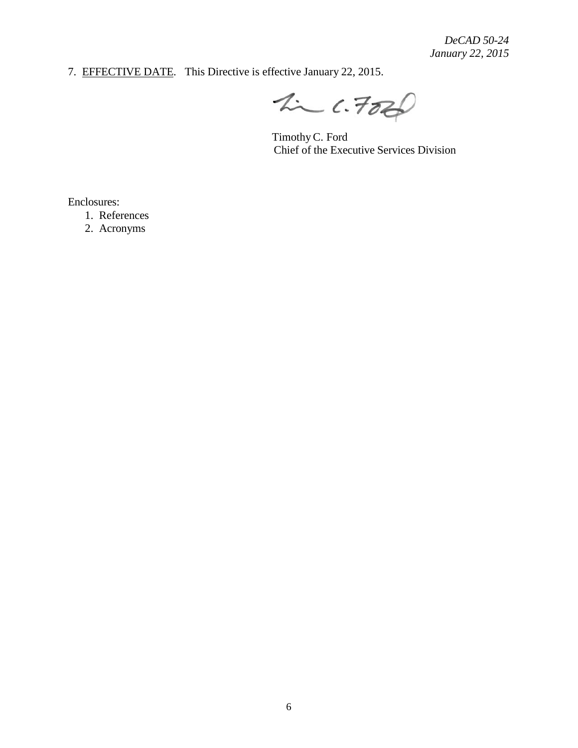7. EFFECTIVE DATE. This Directive is effective January 22, 2015.

Timothy C. Ford
Chief of the Executive Services Division

Enclosures:

1. References
2. Acronyms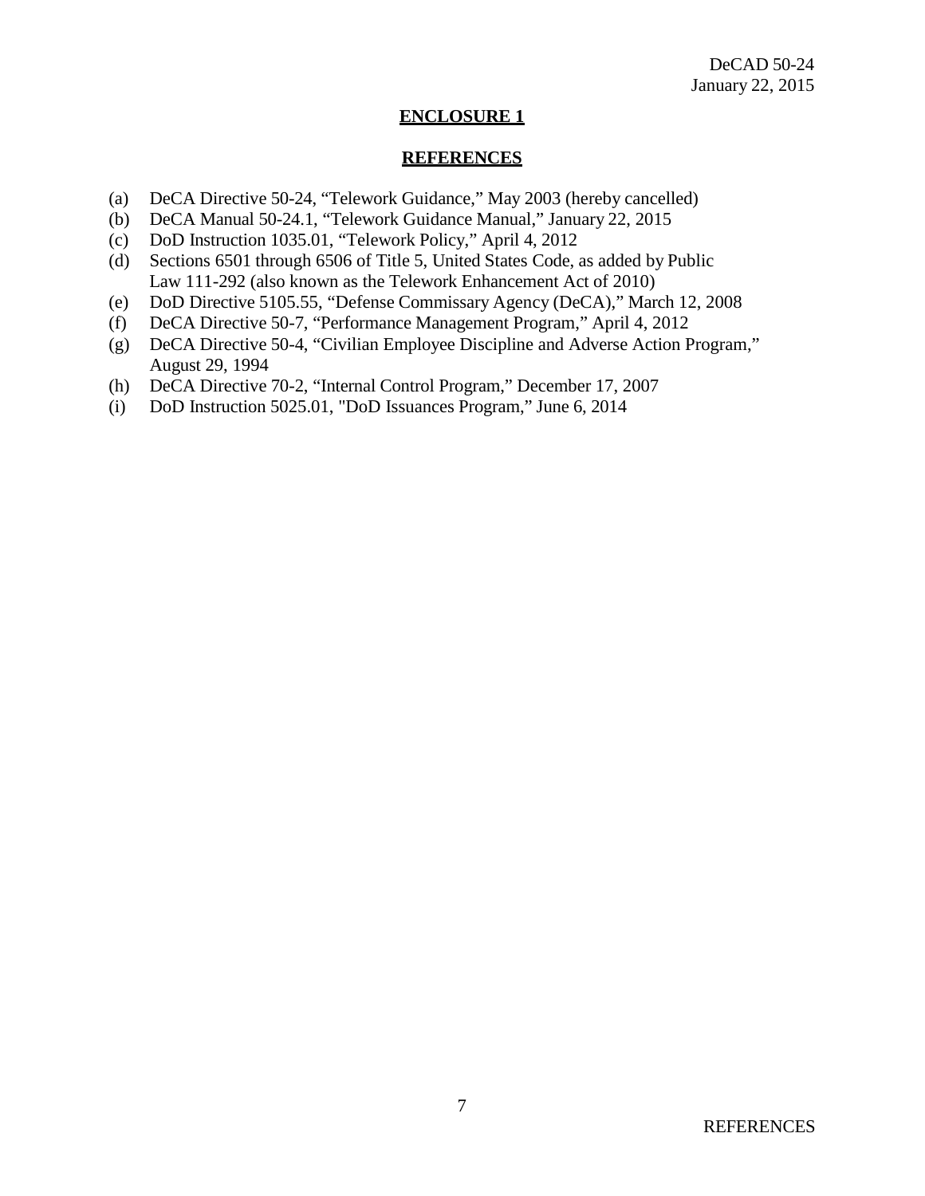## ENCLOSURE 1

## REFERENCES

(a) DeCA Directive 50-24, "Telework Guidance," May 2003 (hereby cancelled)
(b) DeCA Manual 50-24.1, "Telework Guidance Manual," January 22, 2015
(c) DoD Instruction 1035.01, "Telework Policy," April 4, 2012
(d) Sections 6501 through 6506 of Title 5, United States Code, as added by Public Law 111-292 (also known as the Telework Enhancement Act of 2010)
(e) DoD Directive 5105.55, "Defense Commissary Agency (DeCA)," March 12, 2008
(f) DeCA Directive 50-7, "Performance Management Program," April 4, 2012
(g) DeCA Directive 50-4, "Civilian Employee Discipline and Adverse Action Program," August 29, 1994
(h) DeCA Directive 70-2, "Internal Control Program," December 17, 2007
(i) DoD Instruction 5025.01, "DoD Issuances Program," June 6, 2014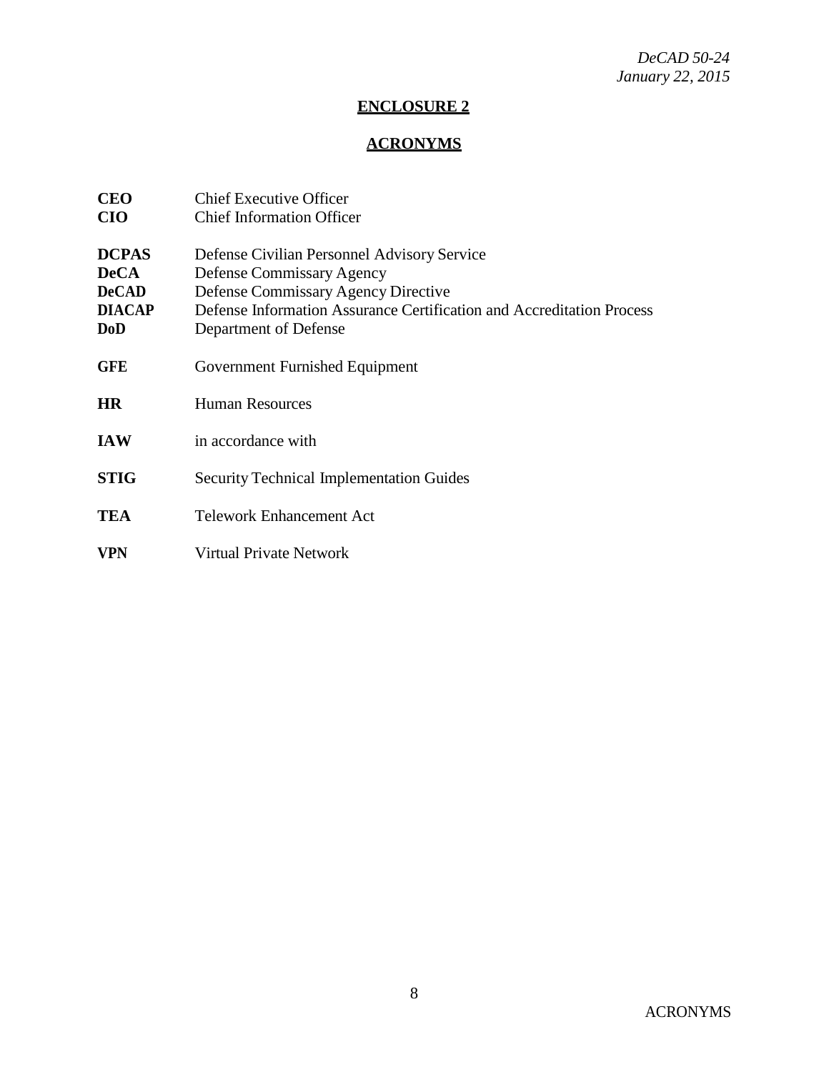## ENCLOSURE 2

## ACRONYMS

| | |
|---|---|
| **CEO** | Chief Executive Officer |
| **CIO** | Chief Information Officer |
| **DCPAS** | Defense Civilian Personnel Advisory Service |
| **DeCA** | Defense Commissary Agency |
| **DeCAD** | Defense Commissary Agency Directive |
| **DIACAP** | Defense Information Assurance Certification and Accreditation Process |
| **DoD** | Department of Defense |
| **GFE** | Government Furnished Equipment |
| **HR** | Human Resources |
| **IAW** | in accordance with |
| **STIG** | Security Technical Implementation Guides |
| **TEA** | Telework Enhancement Act |
| **VPN** | Virtual Private Network |